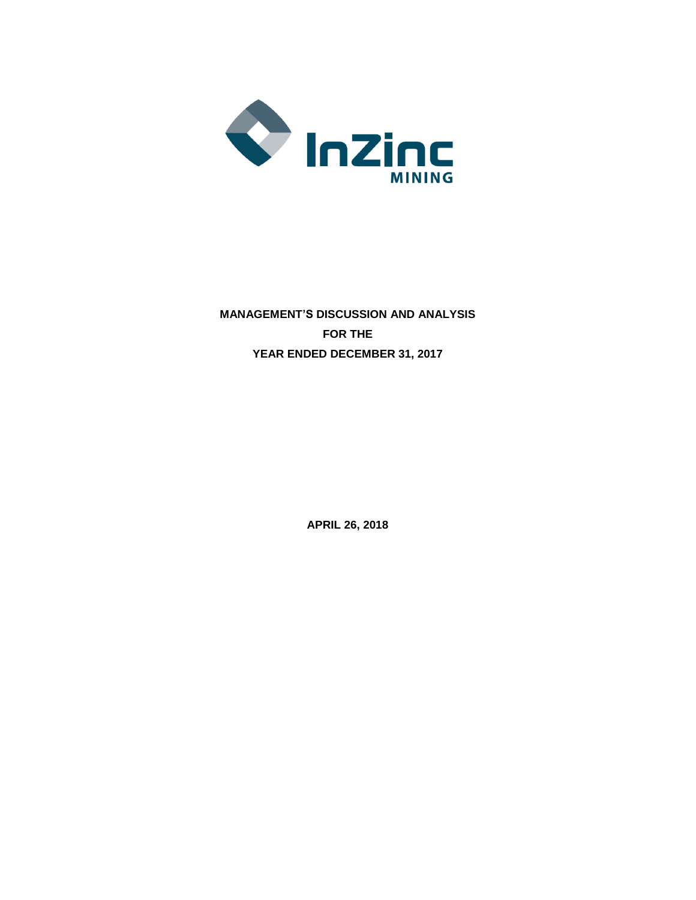InZinc MINING

**MANAGEMENT'S DISCUSSION AND ANALYSIS**

**FOR THE**

**YEAR ENDED DECEMBER 31, 2017**

**APRIL 26, 2018**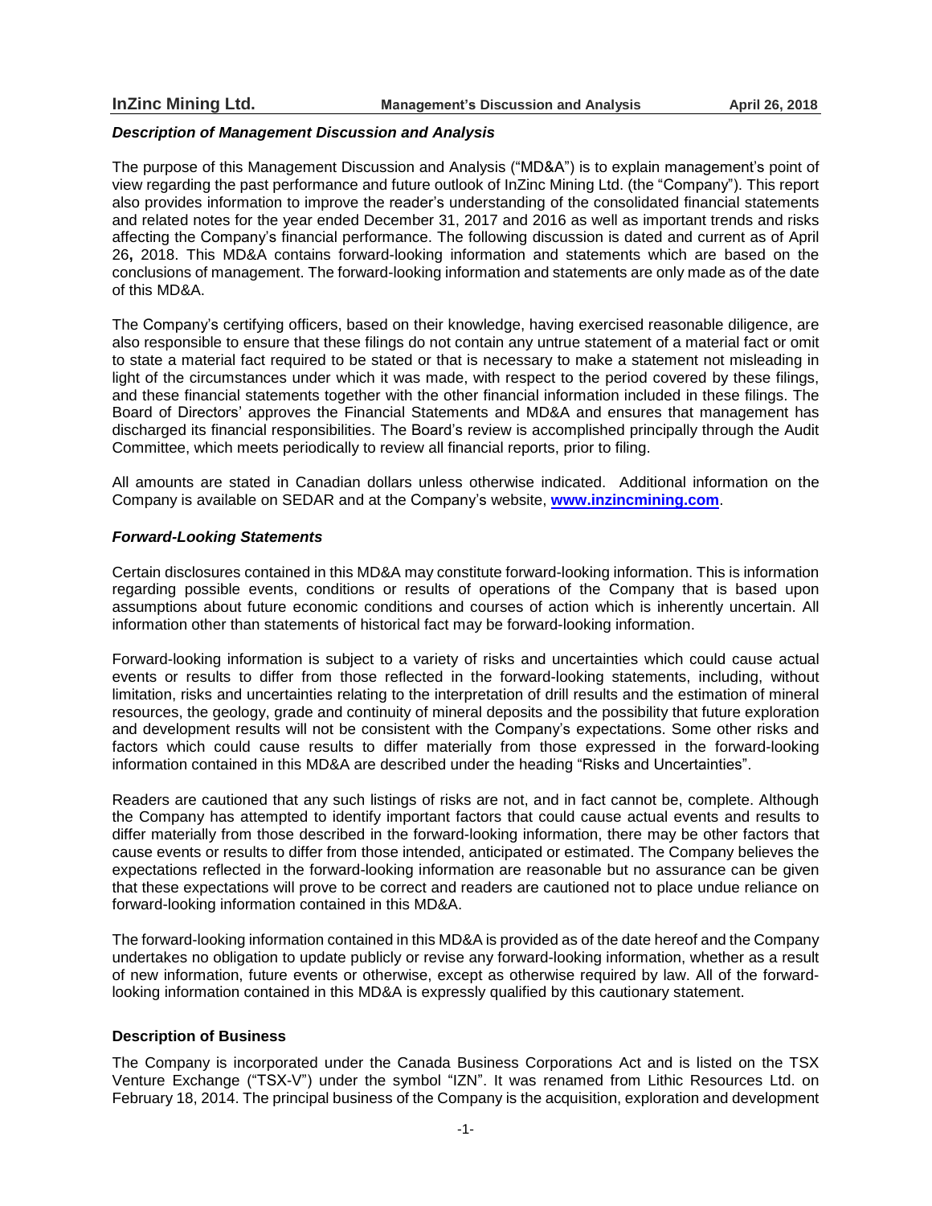### *Description of Management Discussion and Analysis*

The purpose of this Management Discussion and Analysis ("MD&A") is to explain management's point of view regarding the past performance and future outlook of InZinc Mining Ltd. (the "Company"). This report also provides information to improve the reader's understanding of the consolidated financial statements and related notes for the year ended December 31, 2017 and 2016 as well as important trends and risks affecting the Company's financial performance. The following discussion is dated and current as of April 26**,** 2018. This MD&A contains forward-looking information and statements which are based on the conclusions of management. The forward-looking information and statements are only made as of the date of this MD&A.

The Company's certifying officers, based on their knowledge, having exercised reasonable diligence, are also responsible to ensure that these filings do not contain any untrue statement of a material fact or omit to state a material fact required to be stated or that is necessary to make a statement not misleading in light of the circumstances under which it was made, with respect to the period covered by these filings, and these financial statements together with the other financial information included in these filings. The Board of Directors' approves the Financial Statements and MD&A and ensures that management has discharged its financial responsibilities. The Board's review is accomplished principally through the Audit Committee, which meets periodically to review all financial reports, prior to filing.

All amounts are stated in Canadian dollars unless otherwise indicated. Additional information on the Company is available on SEDAR and at the Company's website, **www.inzincmining.com**.

### *Forward-Looking Statements*

Certain disclosures contained in this MD&A may constitute forward-looking information. This is information regarding possible events, conditions or results of operations of the Company that is based upon assumptions about future economic conditions and courses of action which is inherently uncertain. All information other than statements of historical fact may be forward-looking information.

Forward-looking information is subject to a variety of risks and uncertainties which could cause actual events or results to differ from those reflected in the forward-looking statements, including, without limitation, risks and uncertainties relating to the interpretation of drill results and the estimation of mineral resources, the geology, grade and continuity of mineral deposits and the possibility that future exploration and development results will not be consistent with the Company's expectations. Some other risks and factors which could cause results to differ materially from those expressed in the forward-looking information contained in this MD&A are described under the heading "Risks and Uncertainties".

Readers are cautioned that any such listings of risks are not, and in fact cannot be, complete. Although the Company has attempted to identify important factors that could cause actual events and results to differ materially from those described in the forward-looking information, there may be other factors that cause events or results to differ from those intended, anticipated or estimated. The Company believes the expectations reflected in the forward-looking information are reasonable but no assurance can be given that these expectations will prove to be correct and readers are cautioned not to place undue reliance on forward-looking information contained in this MD&A.

The forward-looking information contained in this MD&A is provided as of the date hereof and the Company undertakes no obligation to update publicly or revise any forward-looking information, whether as a result of new information, future events or otherwise, except as otherwise required by law. All of the forward-looking information contained in this MD&A is expressly qualified by this cautionary statement.

### Description of Business

The Company is incorporated under the Canada Business Corporations Act and is listed on the TSX Venture Exchange ("TSX-V") under the symbol "IZN". It was renamed from Lithic Resources Ltd. on February 18, 2014. The principal business of the Company is the acquisition, exploration and development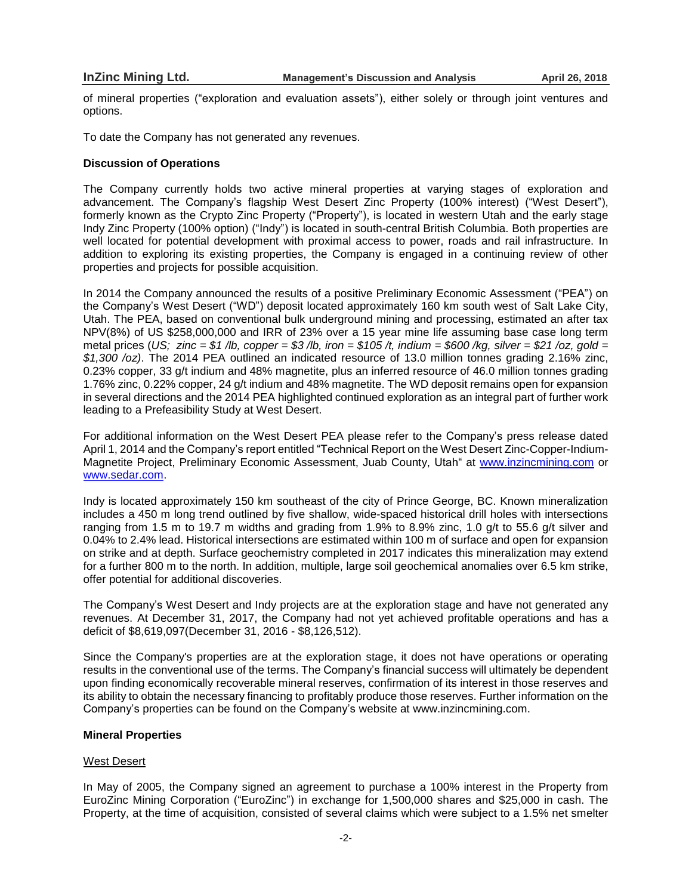of mineral properties ("exploration and evaluation assets"), either solely or through joint ventures and options.

To date the Company has not generated any revenues.

**Discussion of Operations**

The Company currently holds two active mineral properties at varying stages of exploration and advancement. The Company's flagship West Desert Zinc Property (100% interest) ("West Desert"), formerly known as the Crypto Zinc Property ("Property"), is located in western Utah and the early stage Indy Zinc Property (100% option) ("Indy") is located in south-central British Columbia. Both properties are well located for potential development with proximal access to power, roads and rail infrastructure. In addition to exploring its existing properties, the Company is engaged in a continuing review of other properties and projects for possible acquisition.

In 2014 the Company announced the results of a positive Preliminary Economic Assessment ("PEA") on the Company's West Desert ("WD") deposit located approximately 160 km south west of Salt Lake City, Utah. The PEA, based on conventional bulk underground mining and processing, estimated an after tax NPV(8%) of US $258,000,000 and IRR of 23% over a 15 year mine life assuming base case long term metal prices (*US; zinc = $1 /lb, copper = $3 /lb, iron = $105 /t, indium = $600 /kg, silver = $21 /oz, gold = $1,300 /oz)*. The 2014 PEA outlined an indicated resource of 13.0 million tonnes grading 2.16% zinc, 0.23% copper, 33 g/t indium and 48% magnetite, plus an inferred resource of 46.0 million tonnes grading 1.76% zinc, 0.22% copper, 24 g/t indium and 48% magnetite. The WD deposit remains open for expansion in several directions and the 2014 PEA highlighted continued exploration as an integral part of further work leading to a Prefeasibility Study at West Desert.

For additional information on the West Desert PEA please refer to the Company's press release dated April 1, 2014 and the Company's report entitled "Technical Report on the West Desert Zinc-Copper-Indium-Magnetite Project, Preliminary Economic Assessment, Juab County, Utah" at www.inzincmining.com or www.sedar.com.

Indy is located approximately 150 km southeast of the city of Prince George, BC. Known mineralization includes a 450 m long trend outlined by five shallow, wide-spaced historical drill holes with intersections ranging from 1.5 m to 19.7 m widths and grading from 1.9% to 8.9% zinc, 1.0 g/t to 55.6 g/t silver and 0.04% to 2.4% lead. Historical intersections are estimated within 100 m of surface and open for expansion on strike and at depth. Surface geochemistry completed in 2017 indicates this mineralization may extend for a further 800 m to the north. In addition, multiple, large soil geochemical anomalies over 6.5 km strike, offer potential for additional discoveries.

The Company's West Desert and Indy projects are at the exploration stage and have not generated any revenues. At December 31, 2017, the Company had not yet achieved profitable operations and has a deficit of $8,619,097(December 31, 2016 - $8,126,512).

Since the Company's properties are at the exploration stage, it does not have operations or operating results in the conventional use of the terms. The Company's financial success will ultimately be dependent upon finding economically recoverable mineral reserves, confirmation of its interest in those reserves and its ability to obtain the necessary financing to profitably produce those reserves. Further information on the Company's properties can be found on the Company's website at www.inzincmining.com.

**Mineral Properties**

West Desert

In May of 2005, the Company signed an agreement to purchase a 100% interest in the Property from EuroZinc Mining Corporation ("EuroZinc") in exchange for 1,500,000 shares and $25,000 in cash. The Property, at the time of acquisition, consisted of several claims which were subject to a 1.5% net smelter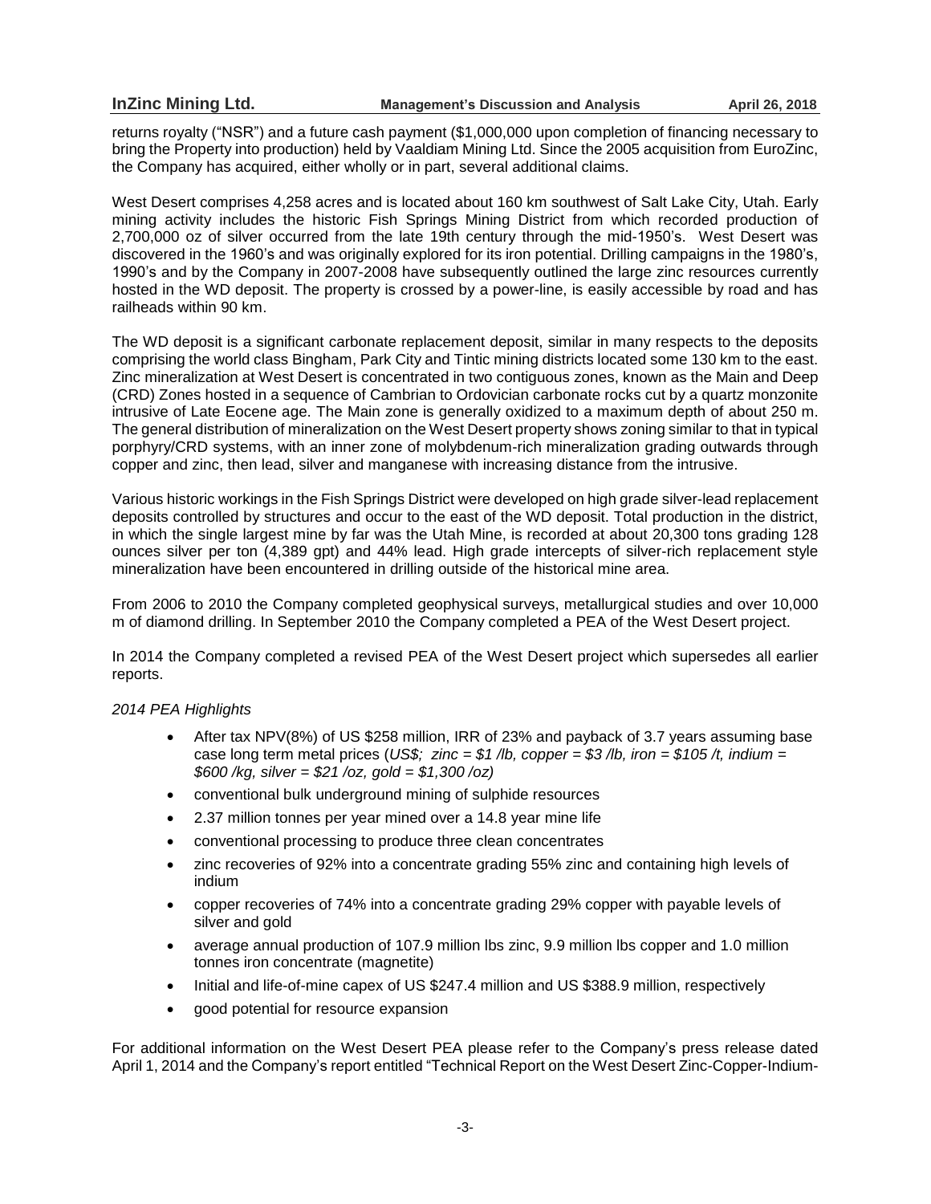returns royalty ("NSR") and a future cash payment ($1,000,000 upon completion of financing necessary to bring the Property into production) held by Vaaldiam Mining Ltd. Since the 2005 acquisition from EuroZinc, the Company has acquired, either wholly or in part, several additional claims.

West Desert comprises 4,258 acres and is located about 160 km southwest of Salt Lake City, Utah. Early mining activity includes the historic Fish Springs Mining District from which recorded production of 2,700,000 oz of silver occurred from the late 19th century through the mid-1950's. West Desert was discovered in the 1960's and was originally explored for its iron potential. Drilling campaigns in the 1980's, 1990's and by the Company in 2007-2008 have subsequently outlined the large zinc resources currently hosted in the WD deposit. The property is crossed by a power-line, is easily accessible by road and has railheads within 90 km.

The WD deposit is a significant carbonate replacement deposit, similar in many respects to the deposits comprising the world class Bingham, Park City and Tintic mining districts located some 130 km to the east. Zinc mineralization at West Desert is concentrated in two contiguous zones, known as the Main and Deep (CRD) Zones hosted in a sequence of Cambrian to Ordovician carbonate rocks cut by a quartz monzonite intrusive of Late Eocene age. The Main zone is generally oxidized to a maximum depth of about 250 m. The general distribution of mineralization on the West Desert property shows zoning similar to that in typical porphyry/CRD systems, with an inner zone of molybdenum-rich mineralization grading outwards through copper and zinc, then lead, silver and manganese with increasing distance from the intrusive.

Various historic workings in the Fish Springs District were developed on high grade silver-lead replacement deposits controlled by structures and occur to the east of the WD deposit. Total production in the district, in which the single largest mine by far was the Utah Mine, is recorded at about 20,300 tons grading 128 ounces silver per ton (4,389 gpt) and 44% lead. High grade intercepts of silver-rich replacement style mineralization have been encountered in drilling outside of the historical mine area.

From 2006 to 2010 the Company completed geophysical surveys, metallurgical studies and over 10,000 m of diamond drilling. In September 2010 the Company completed a PEA of the West Desert project.

In 2014 the Company completed a revised PEA of the West Desert project which supersedes all earlier reports.

*2014 PEA Highlights*

- After tax NPV(8%) of US $258 million, IRR of 23% and payback of 3.7 years assuming base case long term metal prices (*US$; zinc = $1 /lb, copper = $3 /lb, iron = $105 /t, indium = $600 /kg, silver = $21 /oz, gold = $1,300 /oz)*
- conventional bulk underground mining of sulphide resources
- 2.37 million tonnes per year mined over a 14.8 year mine life
- conventional processing to produce three clean concentrates
- zinc recoveries of 92% into a concentrate grading 55% zinc and containing high levels of indium
- copper recoveries of 74% into a concentrate grading 29% copper with payable levels of silver and gold
- average annual production of 107.9 million lbs zinc, 9.9 million lbs copper and 1.0 million tonnes iron concentrate (magnetite)
- Initial and life-of-mine capex of US $247.4 million and US $388.9 million, respectively
- good potential for resource expansion

For additional information on the West Desert PEA please refer to the Company's press release dated April 1, 2014 and the Company's report entitled "Technical Report on the West Desert Zinc-Copper-Indium-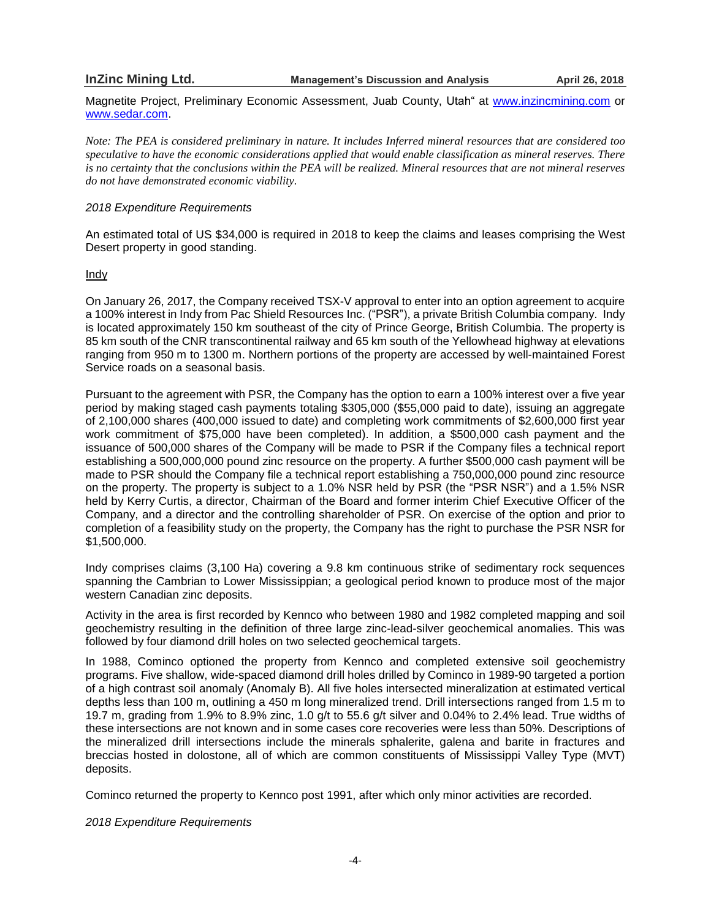Magnetite Project, Preliminary Economic Assessment, Juab County, Utah" at [www.inzincmining.com](http://www.inzincmining.com) or [www.sedar.com](http://www.sedar.com).

*Note: The PEA is considered preliminary in nature. It includes Inferred mineral resources that are considered too speculative to have the economic considerations applied that would enable classification as mineral reserves. There is no certainty that the conclusions within the PEA will be realized. Mineral resources that are not mineral reserves do not have demonstrated economic viability.*

*2018 Expenditure Requirements*

An estimated total of US $34,000 is required in 2018 to keep the claims and leases comprising the West Desert property in good standing.

Indy

On January 26, 2017, the Company received TSX-V approval to enter into an option agreement to acquire a 100% interest in Indy from Pac Shield Resources Inc. ("PSR"), a private British Columbia company. Indy is located approximately 150 km southeast of the city of Prince George, British Columbia. The property is 85 km south of the CNR transcontinental railway and 65 km south of the Yellowhead highway at elevations ranging from 950 m to 1300 m. Northern portions of the property are accessed by well-maintained Forest Service roads on a seasonal basis.

Pursuant to the agreement with PSR, the Company has the option to earn a 100% interest over a five year period by making staged cash payments totaling $305,000 ($55,000 paid to date), issuing an aggregate of 2,100,000 shares (400,000 issued to date) and completing work commitments of $2,600,000 first year work commitment of $75,000 have been completed). In addition, a $500,000 cash payment and the issuance of 500,000 shares of the Company will be made to PSR if the Company files a technical report establishing a 500,000,000 pound zinc resource on the property. A further $500,000 cash payment will be made to PSR should the Company file a technical report establishing a 750,000,000 pound zinc resource on the property. The property is subject to a 1.0% NSR held by PSR (the "PSR NSR") and a 1.5% NSR held by Kerry Curtis, a director, Chairman of the Board and former interim Chief Executive Officer of the Company, and a director and the controlling shareholder of PSR. On exercise of the option and prior to completion of a feasibility study on the property, the Company has the right to purchase the PSR NSR for $1,500,000.

Indy comprises claims (3,100 Ha) covering a 9.8 km continuous strike of sedimentary rock sequences spanning the Cambrian to Lower Mississippian; a geological period known to produce most of the major western Canadian zinc deposits.

Activity in the area is first recorded by Kennco who between 1980 and 1982 completed mapping and soil geochemistry resulting in the definition of three large zinc-lead-silver geochemical anomalies. This was followed by four diamond drill holes on two selected geochemical targets.

In 1988, Cominco optioned the property from Kennco and completed extensive soil geochemistry programs. Five shallow, wide-spaced diamond drill holes drilled by Cominco in 1989-90 targeted a portion of a high contrast soil anomaly (Anomaly B). All five holes intersected mineralization at estimated vertical depths less than 100 m, outlining a 450 m long mineralized trend. Drill intersections ranged from 1.5 m to 19.7 m, grading from 1.9% to 8.9% zinc, 1.0 g/t to 55.6 g/t silver and 0.04% to 2.4% lead. True widths of these intersections are not known and in some cases core recoveries were less than 50%. Descriptions of the mineralized drill intersections include the minerals sphalerite, galena and barite in fractures and breccias hosted in dolostone, all of which are common constituents of Mississippi Valley Type (MVT) deposits.

Cominco returned the property to Kennco post 1991, after which only minor activities are recorded.

*2018 Expenditure Requirements*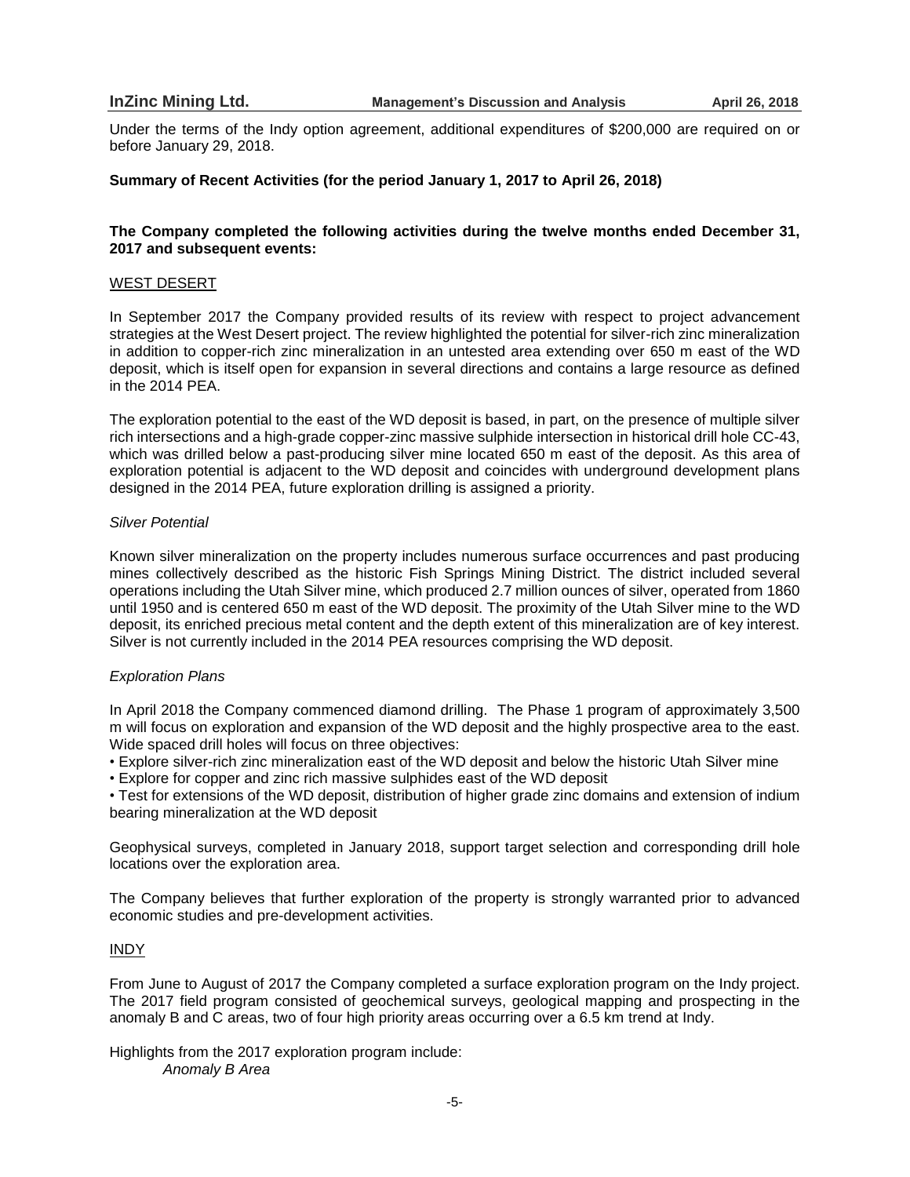Under the terms of the Indy option agreement, additional expenditures of $200,000 are required on or before January 29, 2018.

## Summary of Recent Activities (for the period January 1, 2017 to April 26, 2018)

**The Company completed the following activities during the twelve months ended December 31, 2017 and subsequent events:**

### WEST DESERT

In September 2017 the Company provided results of its review with respect to project advancement strategies at the West Desert project. The review highlighted the potential for silver-rich zinc mineralization in addition to copper-rich zinc mineralization in an untested area extending over 650 m east of the WD deposit, which is itself open for expansion in several directions and contains a large resource as defined in the 2014 PEA.

The exploration potential to the east of the WD deposit is based, in part, on the presence of multiple silver rich intersections and a high-grade copper-zinc massive sulphide intersection in historical drill hole CC-43, which was drilled below a past-producing silver mine located 650 m east of the deposit. As this area of exploration potential is adjacent to the WD deposit and coincides with underground development plans designed in the 2014 PEA, future exploration drilling is assigned a priority.

*Silver Potential*

Known silver mineralization on the property includes numerous surface occurrences and past producing mines collectively described as the historic Fish Springs Mining District. The district included several operations including the Utah Silver mine, which produced 2.7 million ounces of silver, operated from 1860 until 1950 and is centered 650 m east of the WD deposit. The proximity of the Utah Silver mine to the WD deposit, its enriched precious metal content and the depth extent of this mineralization are of key interest. Silver is not currently included in the 2014 PEA resources comprising the WD deposit.

*Exploration Plans*

In April 2018 the Company commenced diamond drilling. The Phase 1 program of approximately 3,500 m will focus on exploration and expansion of the WD deposit and the highly prospective area to the east. Wide spaced drill holes will focus on three objectives:

- Explore silver-rich zinc mineralization east of the WD deposit and below the historic Utah Silver mine
- Explore for copper and zinc rich massive sulphides east of the WD deposit
- Test for extensions of the WD deposit, distribution of higher grade zinc domains and extension of indium bearing mineralization at the WD deposit

Geophysical surveys, completed in January 2018, support target selection and corresponding drill hole locations over the exploration area.

The Company believes that further exploration of the property is strongly warranted prior to advanced economic studies and pre-development activities.

### INDY

From June to August of 2017 the Company completed a surface exploration program on the Indy project. The 2017 field program consisted of geochemical surveys, geological mapping and prospecting in the anomaly B and C areas, two of four high priority areas occurring over a 6.5 km trend at Indy.

Highlights from the 2017 exploration program include:

*Anomaly B Area*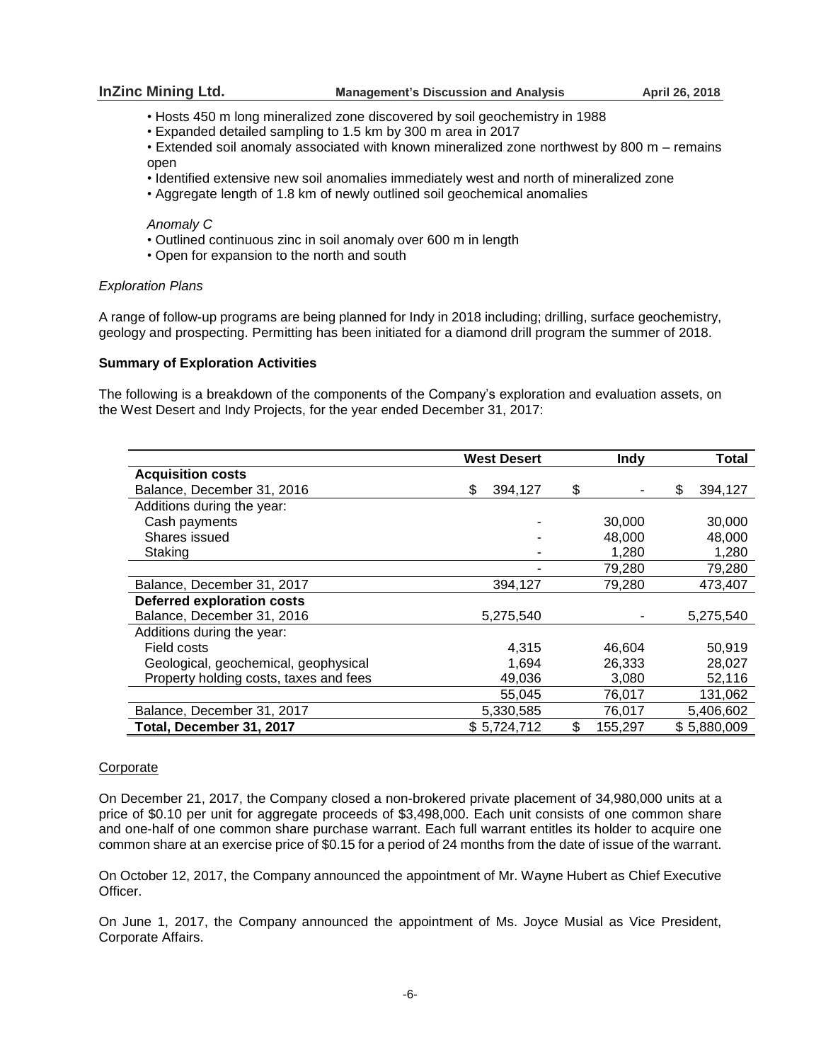• Hosts 450 m long mineralized zone discovered by soil geochemistry in 1988
• Expanded detailed sampling to 1.5 km by 300 m area in 2017
• Extended soil anomaly associated with known mineralized zone northwest by 800 m – remains open
• Identified extensive new soil anomalies immediately west and north of mineralized zone
• Aggregate length of 1.8 km of newly outlined soil geochemical anomalies

*Anomaly C*

• Outlined continuous zinc in soil anomaly over 600 m in length
• Open for expansion to the north and south

*Exploration Plans*

A range of follow-up programs are being planned for Indy in 2018 including; drilling, surface geochemistry, geology and prospecting. Permitting has been initiated for a diamond drill program the summer of 2018.

**Summary of Exploration Activities**

The following is a breakdown of the components of the Company's exploration and evaluation assets, on the West Desert and Indy Projects, for the year ended December 31, 2017:

| | West Desert | Indy | Total |
|---|---|---|---|
| **Acquisition costs** | | | |
| Balance, December 31, 2016 | $ 394,127 | $ - | $ 394,127 |
| Additions during the year: | | | |
| Cash payments | - | 30,000 | 30,000 |
| Shares issued | - | 48,000 | 48,000 |
| Staking | - | 1,280 | 1,280 |
| | - | 79,280 | 79,280 |
| Balance, December 31, 2017 | 394,127 | 79,280 | 473,407 |
| **Deferred exploration costs** | | | |
| Balance, December 31, 2016 | 5,275,540 | - | 5,275,540 |
| Additions during the year: | | | |
| Field costs | 4,315 | 46,604 | 50,919 |
| Geological, geochemical, geophysical | 1,694 | 26,333 | 28,027 |
| Property holding costs, taxes and fees | 49,036 | 3,080 | 52,116 |
| | 55,045 | 76,017 | 131,062 |
| Balance, December 31, 2017 | 5,330,585 | 76,017 | 5,406,602 |
| **Total, December 31, 2017** | $ 5,724,712 | $ 155,297 | $ 5,880,009 |

Corporate

On December 21, 2017, the Company closed a non-brokered private placement of 34,980,000 units at a price of $0.10 per unit for aggregate proceeds of $3,498,000. Each unit consists of one common share and one-half of one common share purchase warrant. Each full warrant entitles its holder to acquire one common share at an exercise price of $0.15 for a period of 24 months from the date of issue of the warrant.

On October 12, 2017, the Company announced the appointment of Mr. Wayne Hubert as Chief Executive Officer.

On June 1, 2017, the Company announced the appointment of Ms. Joyce Musial as Vice President, Corporate Affairs.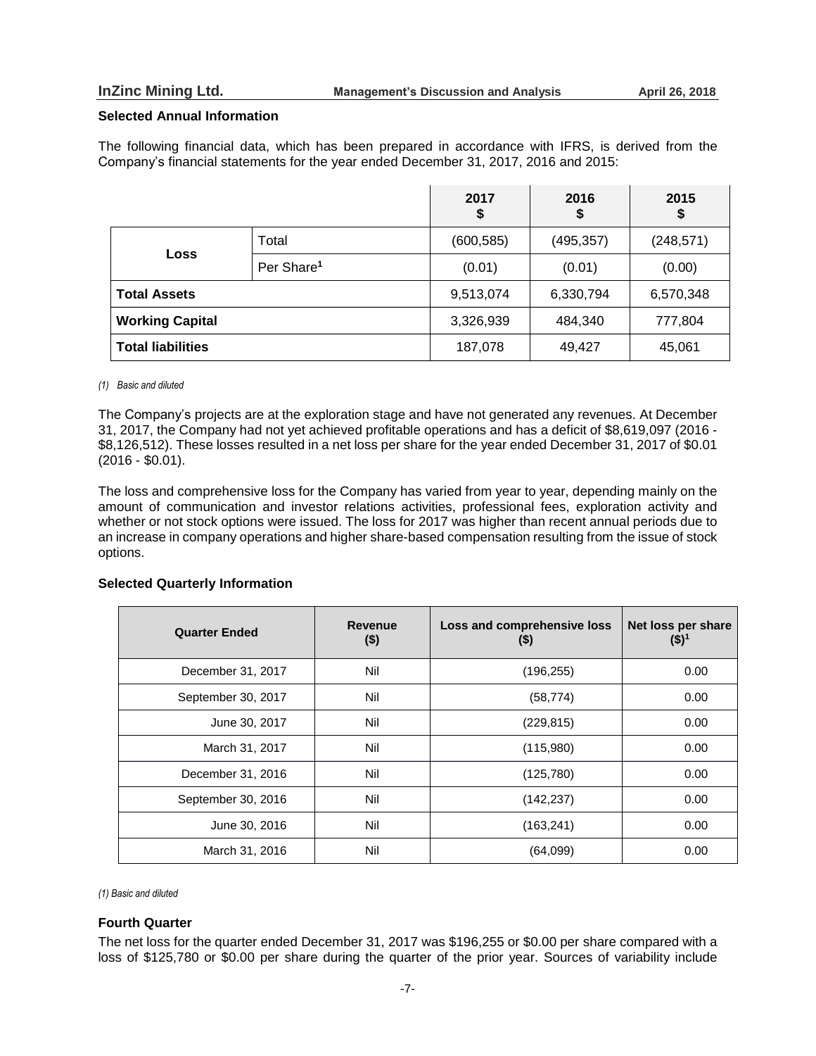## Selected Annual Information

The following financial data, which has been prepared in accordance with IFRS, is derived from the Company's financial statements for the year ended December 31, 2017, 2016 and 2015:

| | | 2017 $ | 2016 $ | 2015 $ |
|---|---|---|---|---|
| **Loss** | Total | (600,585) | (495,357) | (248,571) |
| | Per Share[1] | (0.01) | (0.01) | (0.00) |
| **Total Assets** | | 9,513,074 | 6,330,794 | 6,570,348 |
| **Working Capital** | | 3,326,939 | 484,340 | 777,804 |
| **Total liabilities** | | 187,078 | 49,427 | 45,061 |

*(1) Basic and diluted*

The Company's projects are at the exploration stage and have not generated any revenues. At December 31, 2017, the Company had not yet achieved profitable operations and has a deficit of $8,619,097 (2016 - $8,126,512). These losses resulted in a net loss per share for the year ended December 31, 2017 of $0.01 (2016 - $0.01).

The loss and comprehensive loss for the Company has varied from year to year, depending mainly on the amount of communication and investor relations activities, professional fees, exploration activity and whether or not stock options were issued. The loss for 2017 was higher than recent annual periods due to an increase in company operations and higher share-based compensation resulting from the issue of stock options.

## Selected Quarterly Information

| Quarter Ended | Revenue ($) | Loss and comprehensive loss ($) | Net loss per share ($)[1] |
|---|---|---|---|
| December 31, 2017 | Nil | (196,255) | 0.00 |
| September 30, 2017 | Nil | (58,774) | 0.00 |
| June 30, 2017 | Nil | (229,815) | 0.00 |
| March 31, 2017 | Nil | (115,980) | 0.00 |
| December 31, 2016 | Nil | (125,780) | 0.00 |
| September 30, 2016 | Nil | (142,237) | 0.00 |
| June 30, 2016 | Nil | (163,241) | 0.00 |
| March 31, 2016 | Nil | (64,099) | 0.00 |

*(1) Basic and diluted*

## Fourth Quarter

The net loss for the quarter ended December 31, 2017 was $196,255 or $0.00 per share compared with a loss of $125,780 or $0.00 per share during the quarter of the prior year. Sources of variability include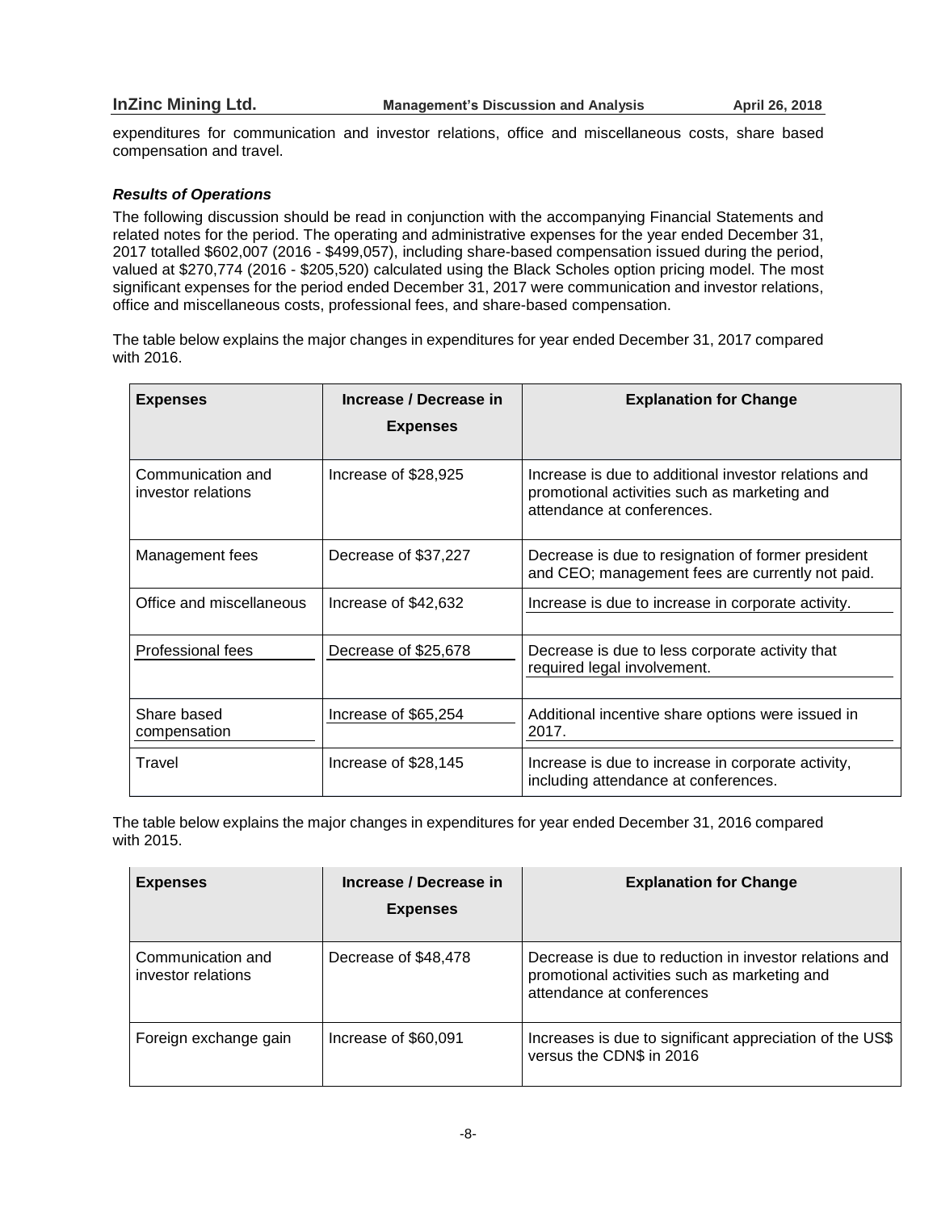expenditures for communication and investor relations, office and miscellaneous costs, share based compensation and travel.

***Results of Operations***

The following discussion should be read in conjunction with the accompanying Financial Statements and related notes for the period. The operating and administrative expenses for the year ended December 31, 2017 totalled $602,007 (2016 - $499,057), including share-based compensation issued during the period, valued at $270,774 (2016 - $205,520) calculated using the Black Scholes option pricing model. The most significant expenses for the period ended December 31, 2017 were communication and investor relations, office and miscellaneous costs, professional fees, and share-based compensation.

The table below explains the major changes in expenditures for year ended December 31, 2017 compared with 2016.

| Expenses | Increase / Decrease in Expenses | Explanation for Change |
|---|---|---|
| Communication and investor relations | Increase of $28,925 | Increase is due to additional investor relations and promotional activities such as marketing and attendance at conferences. |
| Management fees | Decrease of $37,227 | Decrease is due to resignation of former president and CEO; management fees are currently not paid. |
| Office and miscellaneous | Increase of $42,632 | Increase is due to increase in corporate activity. |
| Professional fees | Decrease of $25,678 | Decrease is due to less corporate activity that required legal involvement. |
| Share based compensation | Increase of $65,254 | Additional incentive share options were issued in 2017. |
| Travel | Increase of $28,145 | Increase is due to increase in corporate activity, including attendance at conferences. |

The table below explains the major changes in expenditures for year ended December 31, 2016 compared with 2015.

| Expenses | Increase / Decrease in Expenses | Explanation for Change |
|---|---|---|
| Communication and investor relations | Decrease of $48,478 | Decrease is due to reduction in investor relations and promotional activities such as marketing and attendance at conferences |
| Foreign exchange gain | Increase of $60,091 | Increases is due to significant appreciation of the US$ versus the CDN$ in 2016 |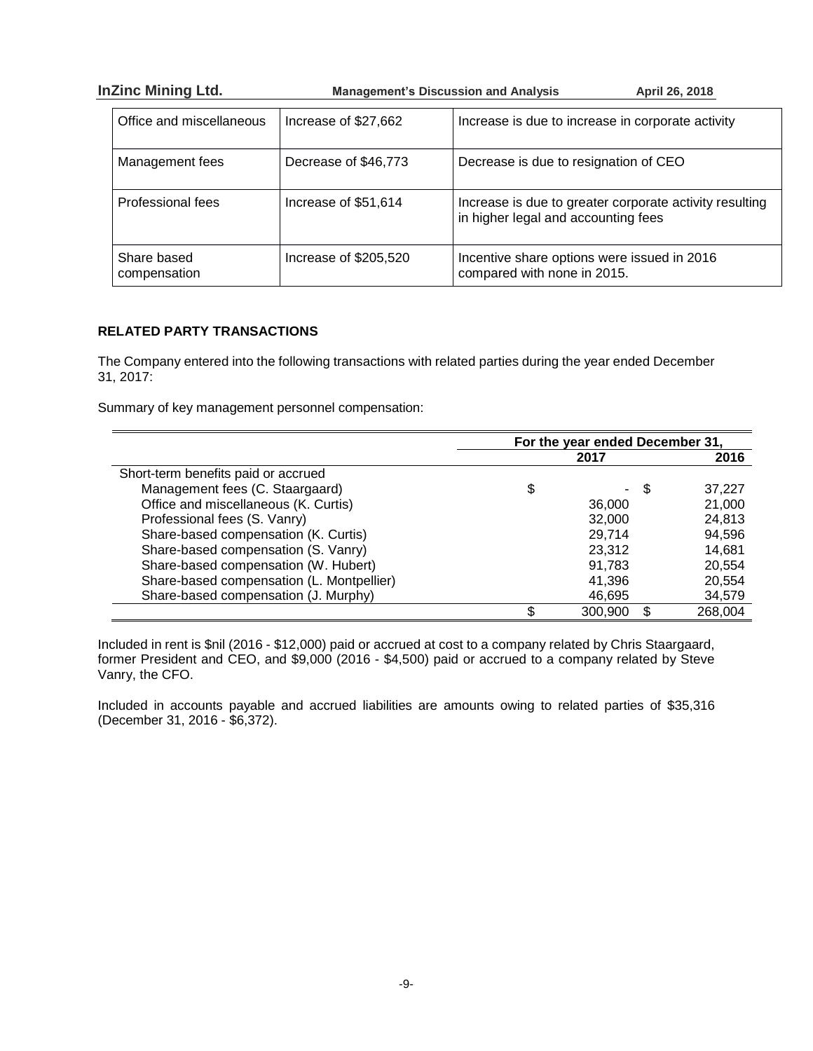| Office and miscellaneous | Increase of $27,662 | Increase is due to increase in corporate activity |
|---|---|---|
| Management fees | Decrease of $46,773 | Decrease is due to resignation of CEO |
| Professional fees | Increase of $51,614 | Increase is due to greater corporate activity resulting in higher legal and accounting fees |
| Share based compensation | Increase of $205,520 | Incentive share options were issued in 2016 compared with none in 2015. |

## RELATED PARTY TRANSACTIONS

The Company entered into the following transactions with related parties during the year ended December 31, 2017:

Summary of key management personnel compensation:

| | For the year ended December 31, | |
|---|---|---|
| | 2017 | 2016 |
| Short-term benefits paid or accrued | | |
| Management fees (C. Staargaard) | $ - | $ 37,227 |
| Office and miscellaneous (K. Curtis) | 36,000 | 21,000 |
| Professional fees (S. Vanry) | 32,000 | 24,813 |
| Share-based compensation (K. Curtis) | 29,714 | 94,596 |
| Share-based compensation (S. Vanry) | 23,312 | 14,681 |
| Share-based compensation (W. Hubert) | 91,783 | 20,554 |
| Share-based compensation (L. Montpellier) | 41,396 | 20,554 |
| Share-based compensation (J. Murphy) | 46,695 | 34,579 |
| | $ 300,900 | $ 268,004 |

Included in rent is $nil (2016 - $12,000) paid or accrued at cost to a company related by Chris Staargaard, former President and CEO, and $9,000 (2016 - $4,500) paid or accrued to a company related by Steve Vanry, the CFO.

Included in accounts payable and accrued liabilities are amounts owing to related parties of $35,316 (December 31, 2016 - $6,372).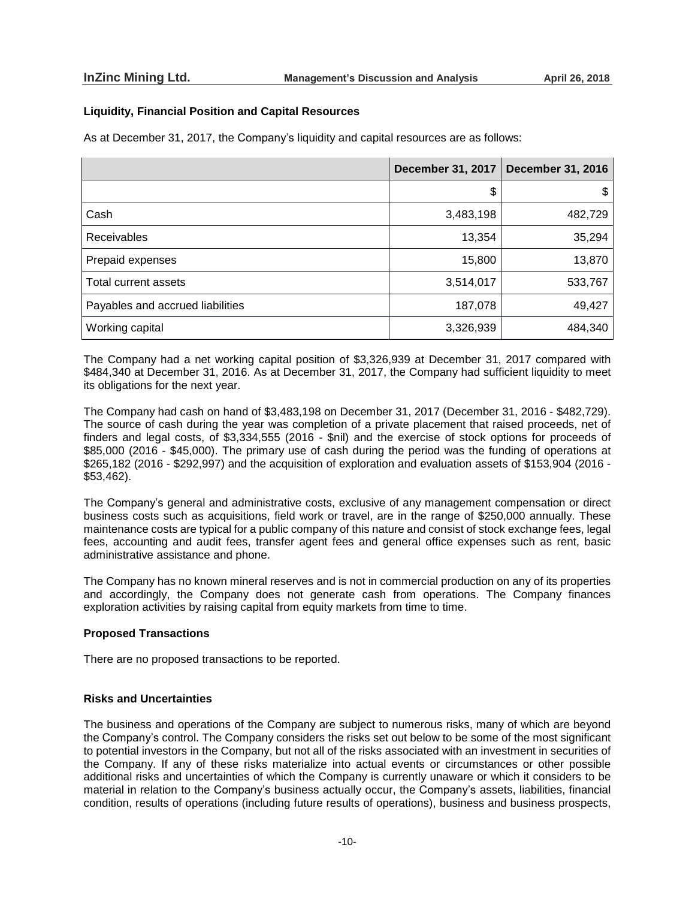### Liquidity, Financial Position and Capital Resources

As at December 31, 2017, the Company's liquidity and capital resources are as follows:

| | December 31, 2017 | December 31, 2016 |
|---|---|---|
| | $ | $ |
| Cash | 3,483,198 | 482,729 |
| Receivables | 13,354 | 35,294 |
| Prepaid expenses | 15,800 | 13,870 |
| Total current assets | 3,514,017 | 533,767 |
| Payables and accrued liabilities | 187,078 | 49,427 |
| Working capital | 3,326,939 | 484,340 |

The Company had a net working capital position of $3,326,939 at December 31, 2017 compared with $484,340 at December 31, 2016. As at December 31, 2017, the Company had sufficient liquidity to meet its obligations for the next year.

The Company had cash on hand of $3,483,198 on December 31, 2017 (December 31, 2016 - $482,729). The source of cash during the year was completion of a private placement that raised proceeds, net of finders and legal costs, of $3,334,555 (2016 - $nil) and the exercise of stock options for proceeds of $85,000 (2016 - $45,000). The primary use of cash during the period was the funding of operations at $265,182 (2016 - $292,997) and the acquisition of exploration and evaluation assets of $153,904 (2016 - $53,462).

The Company's general and administrative costs, exclusive of any management compensation or direct business costs such as acquisitions, field work or travel, are in the range of $250,000 annually. These maintenance costs are typical for a public company of this nature and consist of stock exchange fees, legal fees, accounting and audit fees, transfer agent fees and general office expenses such as rent, basic administrative assistance and phone.

The Company has no known mineral reserves and is not in commercial production on any of its properties and accordingly, the Company does not generate cash from operations. The Company finances exploration activities by raising capital from equity markets from time to time.

### Proposed Transactions

There are no proposed transactions to be reported.

### Risks and Uncertainties

The business and operations of the Company are subject to numerous risks, many of which are beyond the Company's control. The Company considers the risks set out below to be some of the most significant to potential investors in the Company, but not all of the risks associated with an investment in securities of the Company. If any of these risks materialize into actual events or circumstances or other possible additional risks and uncertainties of which the Company is currently unaware or which it considers to be material in relation to the Company's business actually occur, the Company's assets, liabilities, financial condition, results of operations (including future results of operations), business and business prospects,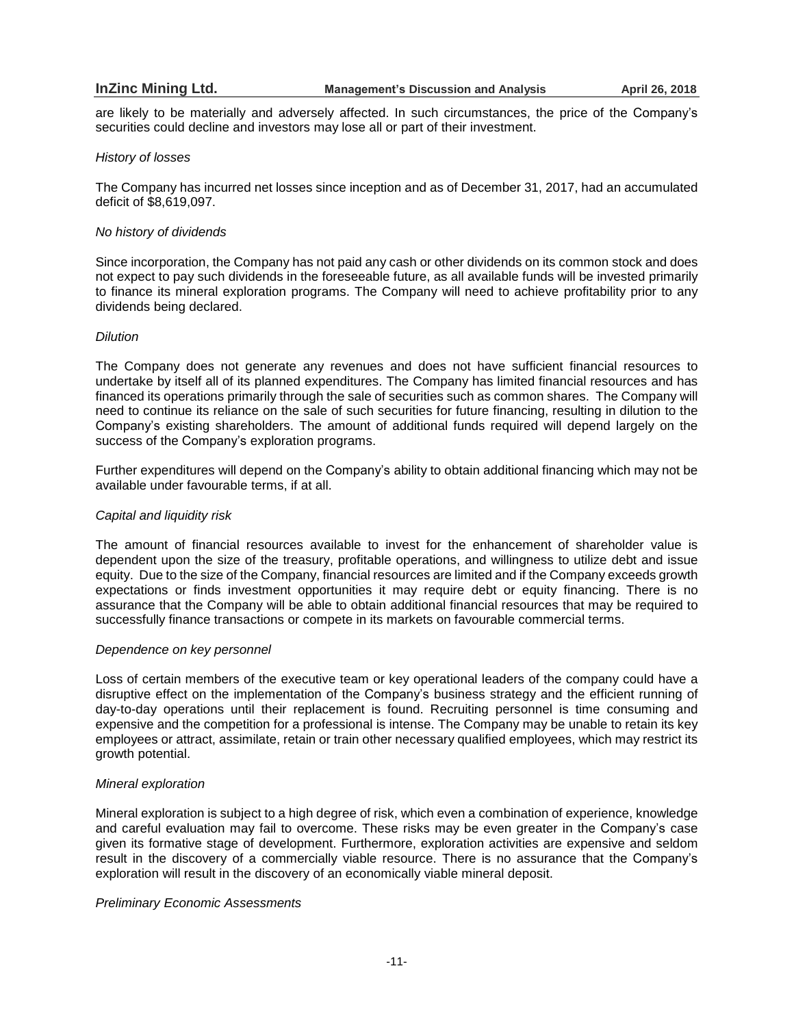are likely to be materially and adversely affected. In such circumstances, the price of the Company's securities could decline and investors may lose all or part of their investment.

*History of losses*

The Company has incurred net losses since inception and as of December 31, 2017, had an accumulated deficit of $8,619,097.

*No history of dividends*

Since incorporation, the Company has not paid any cash or other dividends on its common stock and does not expect to pay such dividends in the foreseeable future, as all available funds will be invested primarily to finance its mineral exploration programs. The Company will need to achieve profitability prior to any dividends being declared.

*Dilution*

The Company does not generate any revenues and does not have sufficient financial resources to undertake by itself all of its planned expenditures. The Company has limited financial resources and has financed its operations primarily through the sale of securities such as common shares. The Company will need to continue its reliance on the sale of such securities for future financing, resulting in dilution to the Company's existing shareholders. The amount of additional funds required will depend largely on the success of the Company's exploration programs.

Further expenditures will depend on the Company's ability to obtain additional financing which may not be available under favourable terms, if at all.

*Capital and liquidity risk*

The amount of financial resources available to invest for the enhancement of shareholder value is dependent upon the size of the treasury, profitable operations, and willingness to utilize debt and issue equity. Due to the size of the Company, financial resources are limited and if the Company exceeds growth expectations or finds investment opportunities it may require debt or equity financing. There is no assurance that the Company will be able to obtain additional financial resources that may be required to successfully finance transactions or compete in its markets on favourable commercial terms.

*Dependence on key personnel*

Loss of certain members of the executive team or key operational leaders of the company could have a disruptive effect on the implementation of the Company's business strategy and the efficient running of day-to-day operations until their replacement is found. Recruiting personnel is time consuming and expensive and the competition for a professional is intense. The Company may be unable to retain its key employees or attract, assimilate, retain or train other necessary qualified employees, which may restrict its growth potential.

*Mineral exploration*

Mineral exploration is subject to a high degree of risk, which even a combination of experience, knowledge and careful evaluation may fail to overcome. These risks may be even greater in the Company's case given its formative stage of development. Furthermore, exploration activities are expensive and seldom result in the discovery of a commercially viable resource. There is no assurance that the Company's exploration will result in the discovery of an economically viable mineral deposit.

*Preliminary Economic Assessments*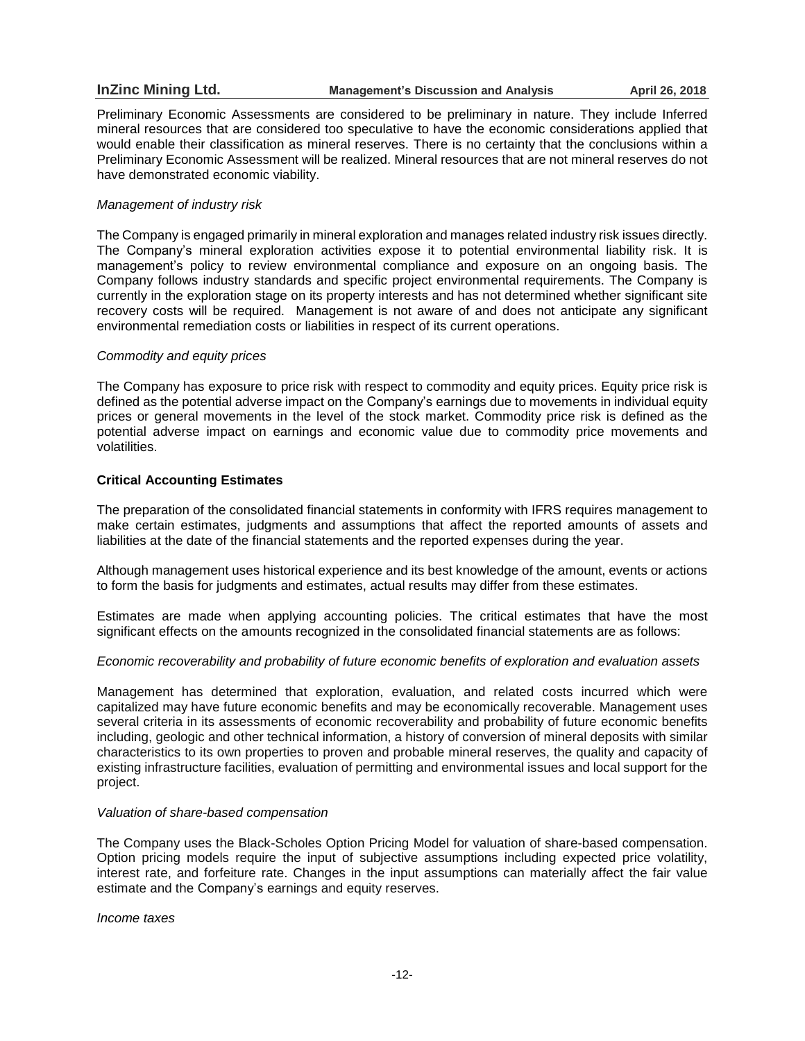Preliminary Economic Assessments are considered to be preliminary in nature. They include Inferred mineral resources that are considered too speculative to have the economic considerations applied that would enable their classification as mineral reserves. There is no certainty that the conclusions within a Preliminary Economic Assessment will be realized. Mineral resources that are not mineral reserves do not have demonstrated economic viability.

*Management of industry risk*

The Company is engaged primarily in mineral exploration and manages related industry risk issues directly. The Company's mineral exploration activities expose it to potential environmental liability risk. It is management's policy to review environmental compliance and exposure on an ongoing basis. The Company follows industry standards and specific project environmental requirements. The Company is currently in the exploration stage on its property interests and has not determined whether significant site recovery costs will be required. Management is not aware of and does not anticipate any significant environmental remediation costs or liabilities in respect of its current operations.

*Commodity and equity prices*

The Company has exposure to price risk with respect to commodity and equity prices. Equity price risk is defined as the potential adverse impact on the Company's earnings due to movements in individual equity prices or general movements in the level of the stock market. Commodity price risk is defined as the potential adverse impact on earnings and economic value due to commodity price movements and volatilities.

## Critical Accounting Estimates

The preparation of the consolidated financial statements in conformity with IFRS requires management to make certain estimates, judgments and assumptions that affect the reported amounts of assets and liabilities at the date of the financial statements and the reported expenses during the year.

Although management uses historical experience and its best knowledge of the amount, events or actions to form the basis for judgments and estimates, actual results may differ from these estimates.

Estimates are made when applying accounting policies. The critical estimates that have the most significant effects on the amounts recognized in the consolidated financial statements are as follows:

*Economic recoverability and probability of future economic benefits of exploration and evaluation assets*

Management has determined that exploration, evaluation, and related costs incurred which were capitalized may have future economic benefits and may be economically recoverable. Management uses several criteria in its assessments of economic recoverability and probability of future economic benefits including, geologic and other technical information, a history of conversion of mineral deposits with similar characteristics to its own properties to proven and probable mineral reserves, the quality and capacity of existing infrastructure facilities, evaluation of permitting and environmental issues and local support for the project.

*Valuation of share-based compensation*

The Company uses the Black-Scholes Option Pricing Model for valuation of share-based compensation. Option pricing models require the input of subjective assumptions including expected price volatility, interest rate, and forfeiture rate. Changes in the input assumptions can materially affect the fair value estimate and the Company's earnings and equity reserves.

*Income taxes*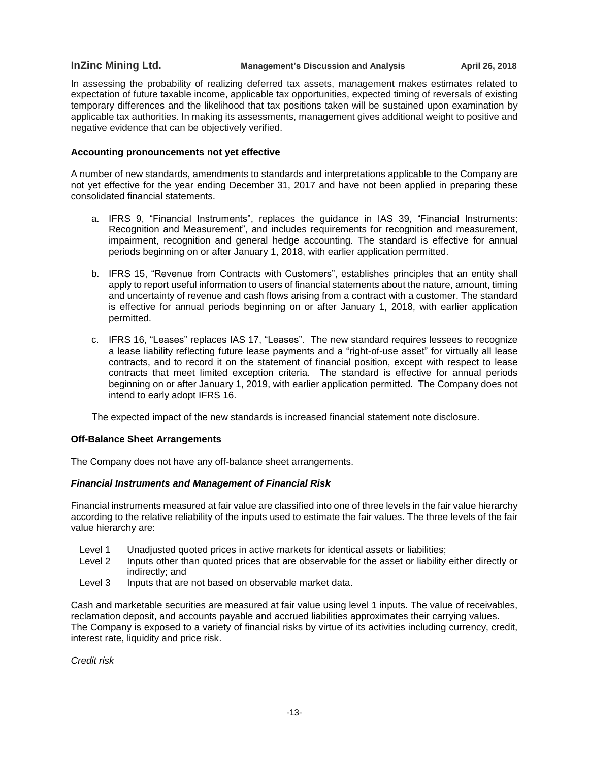In assessing the probability of realizing deferred tax assets, management makes estimates related to expectation of future taxable income, applicable tax opportunities, expected timing of reversals of existing temporary differences and the likelihood that tax positions taken will be sustained upon examination by applicable tax authorities. In making its assessments, management gives additional weight to positive and negative evidence that can be objectively verified.

**Accounting pronouncements not yet effective**

A number of new standards, amendments to standards and interpretations applicable to the Company are not yet effective for the year ending December 31, 2017 and have not been applied in preparing these consolidated financial statements.

a. IFRS 9, "Financial Instruments", replaces the guidance in IAS 39, "Financial Instruments: Recognition and Measurement", and includes requirements for recognition and measurement, impairment, recognition and general hedge accounting. The standard is effective for annual periods beginning on or after January 1, 2018, with earlier application permitted.

b. IFRS 15, "Revenue from Contracts with Customers", establishes principles that an entity shall apply to report useful information to users of financial statements about the nature, amount, timing and uncertainty of revenue and cash flows arising from a contract with a customer. The standard is effective for annual periods beginning on or after January 1, 2018, with earlier application permitted.

c. IFRS 16, "Leases" replaces IAS 17, "Leases". The new standard requires lessees to recognize a lease liability reflecting future lease payments and a "right-of-use asset" for virtually all lease contracts, and to record it on the statement of financial position, except with respect to lease contracts that meet limited exception criteria. The standard is effective for annual periods beginning on or after January 1, 2019, with earlier application permitted. The Company does not intend to early adopt IFRS 16.

The expected impact of the new standards is increased financial statement note disclosure.

**Off-Balance Sheet Arrangements**

The Company does not have any off-balance sheet arrangements.

***Financial Instruments and Management of Financial Risk***

Financial instruments measured at fair value are classified into one of three levels in the fair value hierarchy according to the relative reliability of the inputs used to estimate the fair values. The three levels of the fair value hierarchy are:

- Level 1 Unadjusted quoted prices in active markets for identical assets or liabilities;
- Level 2 Inputs other than quoted prices that are observable for the asset or liability either directly or indirectly; and
- Level 3 Inputs that are not based on observable market data.

Cash and marketable securities are measured at fair value using level 1 inputs. The value of receivables, reclamation deposit, and accounts payable and accrued liabilities approximates their carrying values. The Company is exposed to a variety of financial risks by virtue of its activities including currency, credit, interest rate, liquidity and price risk.

*Credit risk*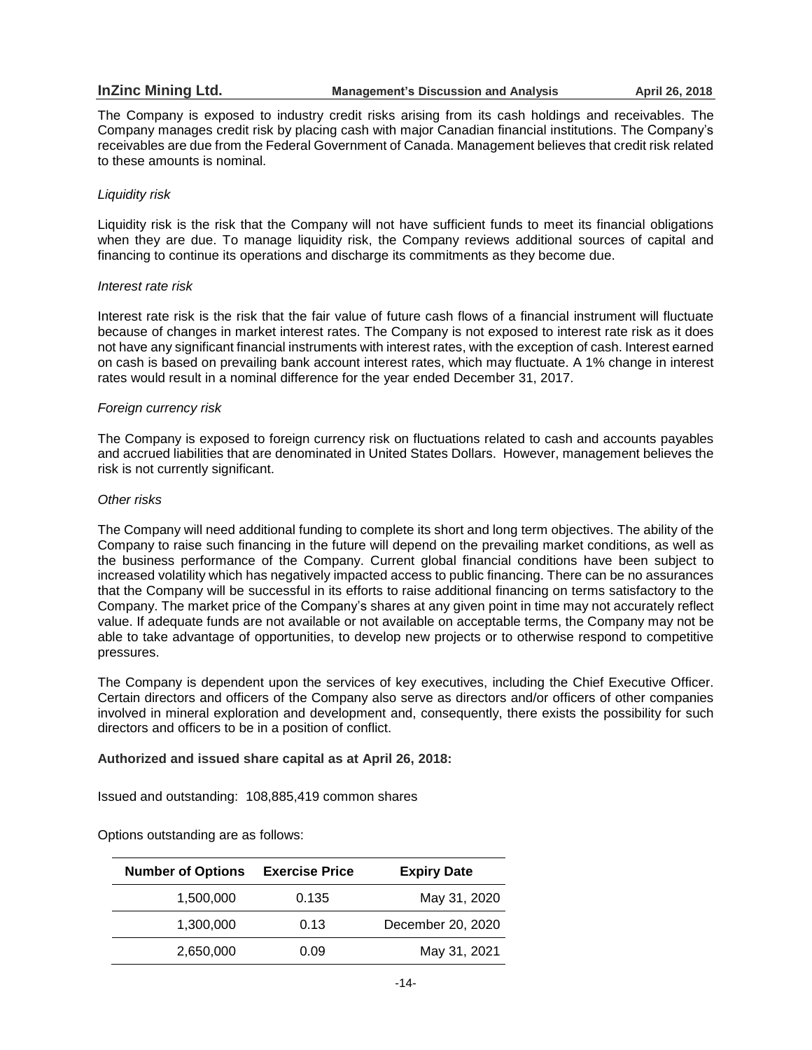The Company is exposed to industry credit risks arising from its cash holdings and receivables. The Company manages credit risk by placing cash with major Canadian financial institutions. The Company's receivables are due from the Federal Government of Canada. Management believes that credit risk related to these amounts is nominal.

*Liquidity risk*

Liquidity risk is the risk that the Company will not have sufficient funds to meet its financial obligations when they are due. To manage liquidity risk, the Company reviews additional sources of capital and financing to continue its operations and discharge its commitments as they become due.

*Interest rate risk*

Interest rate risk is the risk that the fair value of future cash flows of a financial instrument will fluctuate because of changes in market interest rates. The Company is not exposed to interest rate risk as it does not have any significant financial instruments with interest rates, with the exception of cash. Interest earned on cash is based on prevailing bank account interest rates, which may fluctuate. A 1% change in interest rates would result in a nominal difference for the year ended December 31, 2017.

*Foreign currency risk*

The Company is exposed to foreign currency risk on fluctuations related to cash and accounts payables and accrued liabilities that are denominated in United States Dollars. However, management believes the risk is not currently significant.

*Other risks*

The Company will need additional funding to complete its short and long term objectives. The ability of the Company to raise such financing in the future will depend on the prevailing market conditions, as well as the business performance of the Company. Current global financial conditions have been subject to increased volatility which has negatively impacted access to public financing. There can be no assurances that the Company will be successful in its efforts to raise additional financing on terms satisfactory to the Company. The market price of the Company's shares at any given point in time may not accurately reflect value. If adequate funds are not available or not available on acceptable terms, the Company may not be able to take advantage of opportunities, to develop new projects or to otherwise respond to competitive pressures.

The Company is dependent upon the services of key executives, including the Chief Executive Officer. Certain directors and officers of the Company also serve as directors and/or officers of other companies involved in mineral exploration and development and, consequently, there exists the possibility for such directors and officers to be in a position of conflict.

**Authorized and issued share capital as at April 26, 2018:**

Issued and outstanding: 108,885,419 common shares

Options outstanding are as follows:

| Number of Options | Exercise Price | Expiry Date |
|---|---|---|
| 1,500,000 | 0.135 | May 31, 2020 |
| 1,300,000 | 0.13 | December 20, 2020 |
| 2,650,000 | 0.09 | May 31, 2021 |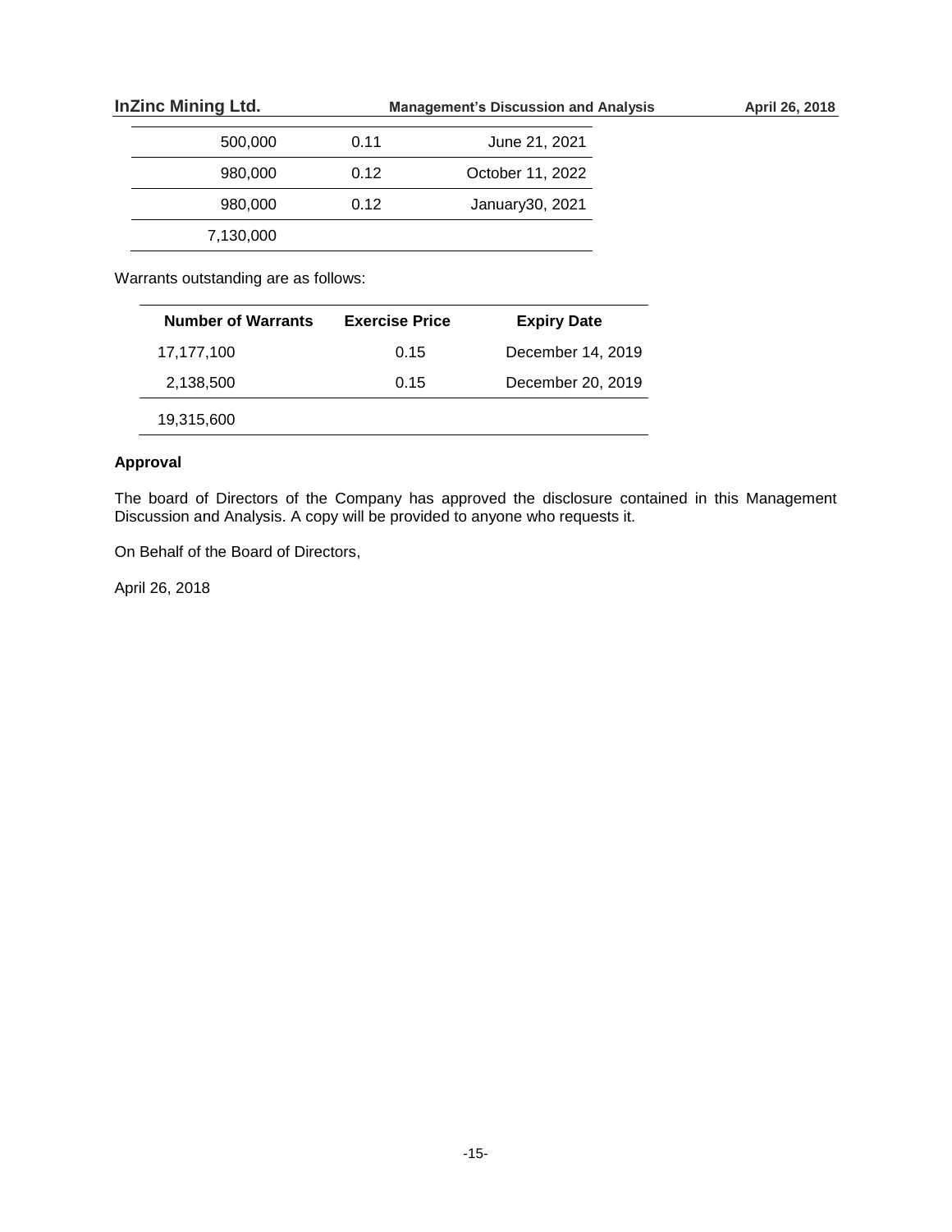| | | |
|---|---|---|
| 500,000 | 0.11 | June 21, 2021 |
| 980,000 | 0.12 | October 11, 2022 |
| 980,000 | 0.12 | January30, 2021 |
| 7,130,000 | | |

Warrants outstanding are as follows:

| Number of Warrants | Exercise Price | Expiry Date |
|---|---|---|
| 17,177,100 | 0.15 | December 14, 2019 |
| 2,138,500 | 0.15 | December 20, 2019 |
| 19,315,600 | | |

### Approval

The board of Directors of the Company has approved the disclosure contained in this Management Discussion and Analysis. A copy will be provided to anyone who requests it.

On Behalf of the Board of Directors,

April 26, 2018